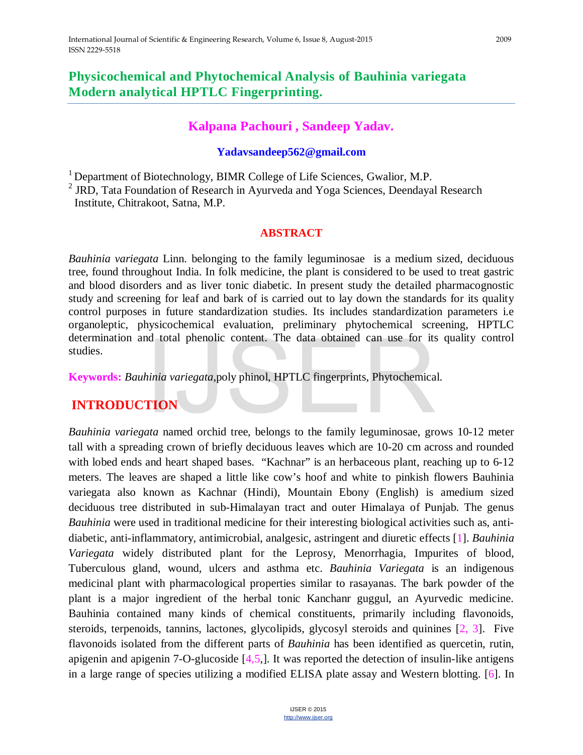# Physicochemical and Phytochemical Analysis of Bauhinia variegata Modern analytical HPTLC Fingerprinting.

**Kalpana Pachouri , Sandeep Yadav.**

**Yadavsandeep562@gmail.com**

[1] Department of Biotechnology, BIMR College of Life Sciences, Gwalior, M.P.
[2] JRD, Tata Foundation of Research in Ayurveda and Yoga Sciences, Deendayal Research Institute, Chitrakoot, Satna, M.P.

## ABSTRACT

*Bauhinia variegata* Linn. belonging to the family leguminosae is a medium sized, deciduous tree, found throughout India. In folk medicine, the plant is considered to be used to treat gastric and blood disorders and as liver tonic diabetic. In present study the detailed pharmacognostic study and screening for leaf and bark of is carried out to lay down the standards for its quality control purposes in future standardization studies. Its includes standardization parameters i.e organoleptic, physicochemical evaluation, preliminary phytochemical screening, HPTLC determination and total phenolic content. The data obtained can use for its quality control studies.

**Keywords:** *Bauhinia variegata*,poly phinol, HPTLC fingerprints, Phytochemical.

## INTRODUCTION

*Bauhinia variegata* named orchid tree, belongs to the family leguminosae, grows 10-12 meter tall with a spreading crown of briefly deciduous leaves which are 10-20 cm across and rounded with lobed ends and heart shaped bases. "Kachnar" is an herbaceous plant, reaching up to 6-12 meters. The leaves are shaped a little like cow's hoof and white to pinkish flowers Bauhinia variegata also known as Kachnar (Hindi), Mountain Ebony (English) is amedium sized deciduous tree distributed in sub-Himalayan tract and outer Himalaya of Punjab. The genus *Bauhinia* were used in traditional medicine for their interesting biological activities such as, anti-diabetic, anti-inflammatory, antimicrobial, analgesic, astringent and diuretic effects [1]. *Bauhinia Variegata* widely distributed plant for the Leprosy, Menorrhagia, Impurites of blood, Tuberculous gland, wound, ulcers and asthma etc. *Bauhinia Variegata* is an indigenous medicinal plant with pharmacological properties similar to rasayanas. The bark powder of the plant is a major ingredient of the herbal tonic Kanchanr guggul, an Ayurvedic medicine. Bauhinia contained many kinds of chemical constituents, primarily including flavonoids, steroids, terpenoids, tannins, lactones, glycolipids, glycosyl steroids and quinines [2, 3]. Five flavonoids isolated from the different parts of *Bauhinia* has been identified as quercetin, rutin, apigenin and apigenin 7-O-glucoside [4,5,]. It was reported the detection of insulin-like antigens in a large range of species utilizing a modified ELISA plate assay and Western blotting. [6]. In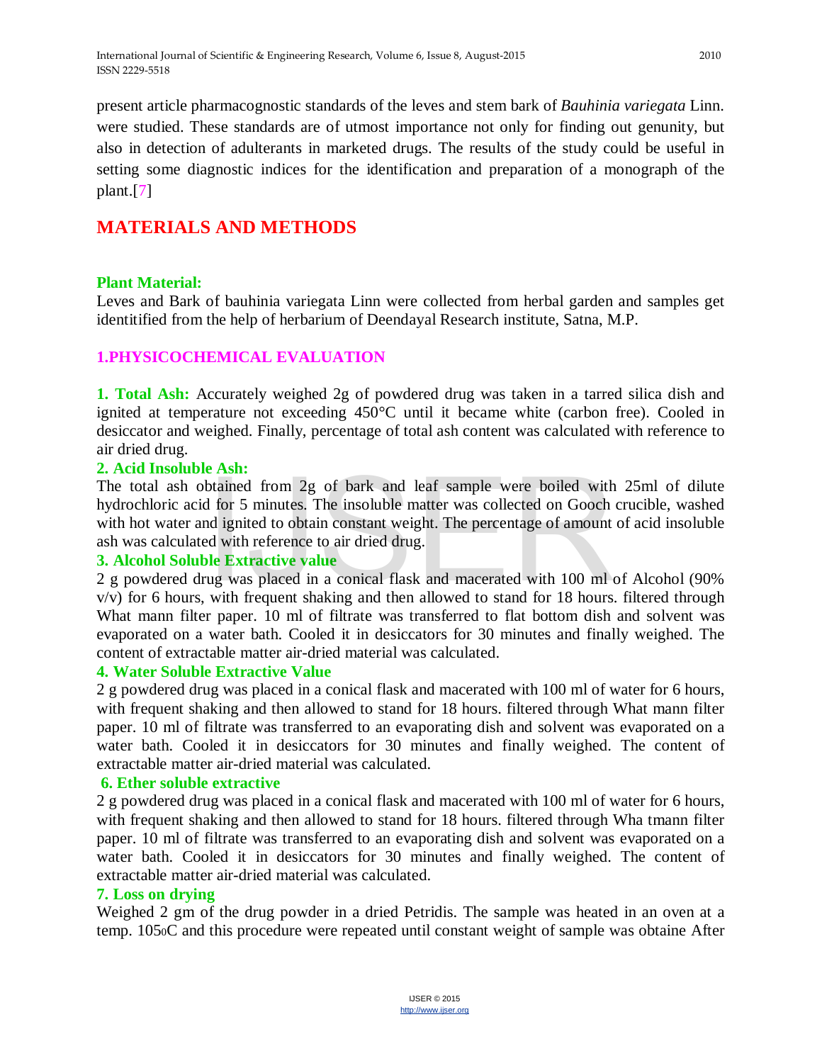present article pharmacognostic standards of the leves and stem bark of *Bauhinia variegata* Linn. were studied. These standards are of utmost importance not only for finding out genunity, but also in detection of adulterants in marketed drugs. The results of the study could be useful in setting some diagnostic indices for the identification and preparation of a monograph of the plant.[7]

# MATERIALS AND METHODS

### Plant Material:

Leves and Bark of bauhinia variegata Linn were collected from herbal garden and samples get identitified from the help of herbarium of Deendayal Research institute, Satna, M.P.

## 1.PHYSICOCHEMICAL EVALUATION

**1. Total Ash:** Accurately weighed 2g of powdered drug was taken in a tarred silica dish and ignited at temperature not exceeding 450°C until it became white (carbon free). Cooled in desiccator and weighed. Finally, percentage of total ash content was calculated with reference to air dried drug.

**2. Acid Insoluble Ash:**

The total ash obtained from 2g of bark and leaf sample were boiled with 25ml of dilute hydrochloric acid for 5 minutes. The insoluble matter was collected on Gooch crucible, washed with hot water and ignited to obtain constant weight. The percentage of amount of acid insoluble ash was calculated with reference to air dried drug.

**3. Alcohol Soluble Extractive value**

2 g powdered drug was placed in a conical flask and macerated with 100 ml of Alcohol (90% v/v) for 6 hours, with frequent shaking and then allowed to stand for 18 hours. filtered through What mann filter paper. 10 ml of filtrate was transferred to flat bottom dish and solvent was evaporated on a water bath. Cooled it in desiccators for 30 minutes and finally weighed. The content of extractable matter air-dried material was calculated.

**4. Water Soluble Extractive Value**

2 g powdered drug was placed in a conical flask and macerated with 100 ml of water for 6 hours, with frequent shaking and then allowed to stand for 18 hours. filtered through What mann filter paper. 10 ml of filtrate was transferred to an evaporating dish and solvent was evaporated on a water bath. Cooled it in desiccators for 30 minutes and finally weighed. The content of extractable matter air-dried material was calculated.

**6. Ether soluble extractive**

2 g powdered drug was placed in a conical flask and macerated with 100 ml of water for 6 hours, with frequent shaking and then allowed to stand for 18 hours. filtered through Wha tmann filter paper. 10 ml of filtrate was transferred to an evaporating dish and solvent was evaporated on a water bath. Cooled it in desiccators for 30 minutes and finally weighed. The content of extractable matter air-dried material was calculated.

**7. Loss on drying**

Weighed 2 gm of the drug powder in a dried Petridis. The sample was heated in an oven at a temp. $105_0$C and this procedure were repeated until constant weight of sample was obtaine After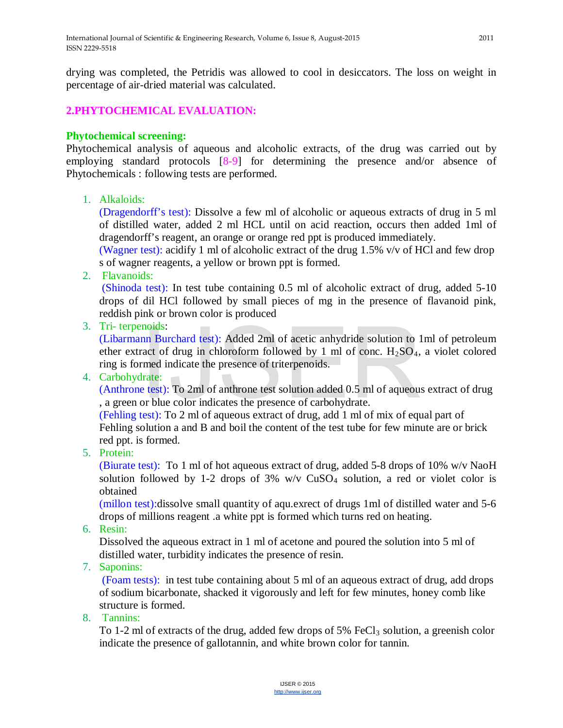drying was completed, the Petridis was allowed to cool in desiccators. The loss on weight in percentage of air-dried material was calculated.

## 2.PHYTOCHEMICAL EVALUATION:

### Phytochemical screening:

Phytochemical analysis of aqueous and alcoholic extracts, of the drug was carried out by employing standard protocols [8-9] for determining the presence and/or absence of Phytochemicals : following tests are performed.

1. Alkaloids:
   (Dragendorff's test): Dissolve a few ml of alcoholic or aqueous extracts of drug in 5 ml of distilled water, added 2 ml HCL until on acid reaction, occurs then added 1ml of dragendorff's reagent, an orange or orange red ppt is produced immediately.
   (Wagner test): acidify 1 ml of alcoholic extract of the drug 1.5% v/v of HCl and few drop s of wagner reagents, a yellow or brown ppt is formed.
2. Flavanoids:
   (Shinoda test): In test tube containing 0.5 ml of alcoholic extract of drug, added 5-10 drops of dil HCl followed by small pieces of mg in the presence of flavanoid pink, reddish pink or brown color is produced
3. Tri- terpenoids:
   (Libarmann Burchard test): Added 2ml of acetic anhydride solution to 1ml of petroleum ether extract of drug in chloroform followed by 1 ml of conc. $H_2SO_4$, a violet colored ring is formed indicate the presence of triterpenoids.
4. Carbohydrate:
   (Anthrone test): To 2ml of anthrone test solution added 0.5 ml of aqueous extract of drug , a green or blue color indicates the presence of carbohydrate.
   (Fehling test): To 2 ml of aqueous extract of drug, add 1 ml of mix of equal part of Fehling solution a and B and boil the content of the test tube for few minute are or brick red ppt. is formed.
5. Protein:
   (Biurate test): To 1 ml of hot aqueous extract of drug, added 5-8 drops of 10% w/v NaoH solution followed by 1-2 drops of 3% w/v $CuSO_4$ solution, a red or violet color is obtained
   (millon test):dissolve small quantity of aqu.exrect of drugs 1ml of distilled water and 5-6 drops of millions reagent .a white ppt is formed which turns red on heating.
6. Resin:
   Dissolved the aqueous extract in 1 ml of acetone and poured the solution into 5 ml of distilled water, turbidity indicates the presence of resin.
7. Saponins:
   (Foam tests): in test tube containing about 5 ml of an aqueous extract of drug, add drops of sodium bicarbonate, shacked it vigorously and left for few minutes, honey comb like structure is formed.
8. Tannins:
   To 1-2 ml of extracts of the drug, added few drops of 5% $FeCl_3$ solution, a greenish color indicate the presence of gallotannin, and white brown color for tannin.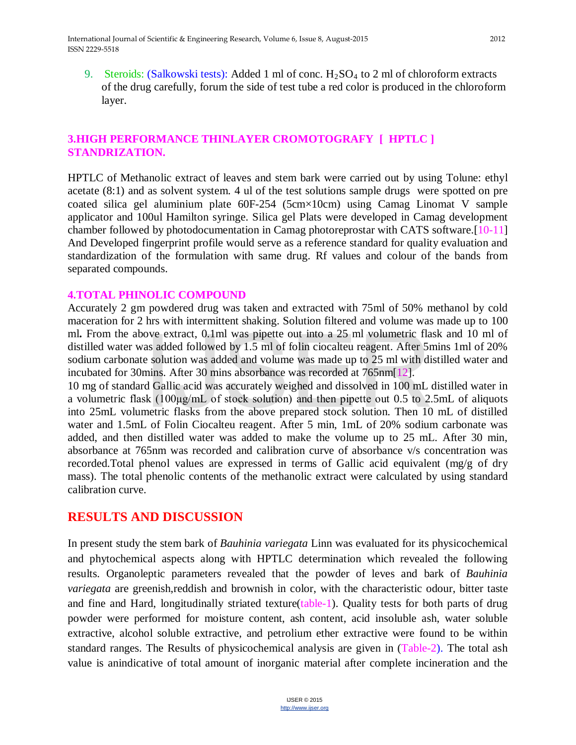9. Steroids: (Salkowski tests): Added 1 ml of conc. $H_2SO_4$ to 2 ml of chloroform extracts of the drug carefully, forum the side of test tube a red color is produced in the chloroform layer.

## 3.HIGH PERFORMANCE THINLAYER CROMOTOGRAFY [ HPTLC ] STANDRIZATION.

HPTLC of Methanolic extract of leaves and stem bark were carried out by using Tolune: ethyl acetate (8:1) and as solvent system. 4 ul of the test solutions sample drugs were spotted on pre coated silica gel aluminium plate 60F-254 (5cm×10cm) using Camag Linomat V sample applicator and 100ul Hamilton syringe. Silica gel Plats were developed in Camag development chamber followed by photodocumentation in Camag photoreprostar with CATS software.[10-11] And Developed fingerprint profile would serve as a reference standard for quality evaluation and standardization of the formulation with same drug. Rf values and colour of the bands from separated compounds.

## 4.TOTAL PHINOLIC COMPOUND

Accurately 2 gm powdered drug was taken and extracted with 75ml of 50% methanol by cold maceration for 2 hrs with intermittent shaking. Solution filtered and volume was made up to 100 ml**.** From the above extract, 0.1ml was pipette out into a 25 ml volumetric flask and 10 ml of distilled water was added followed by 1.5 ml of folin ciocalteu reagent. After 5mins 1ml of 20% sodium carbonate solution was added and volume was made up to 25 ml with distilled water and incubated for 30mins. After 30 mins absorbance was recorded at 765nm[12].

10 mg of standard Gallic acid was accurately weighed and dissolved in 100 mL distilled water in a volumetric flask (100µg/mL of stock solution) and then pipette out 0.5 to 2.5mL of aliquots into 25mL volumetric flasks from the above prepared stock solution. Then 10 mL of distilled water and 1.5mL of Folin Ciocalteu reagent. After 5 min, 1mL of 20% sodium carbonate was added, and then distilled water was added to make the volume up to 25 mL. After 30 min, absorbance at 765nm was recorded and calibration curve of absorbance v/s concentration was recorded.Total phenol values are expressed in terms of Gallic acid equivalent (mg/g of dry mass). The total phenolic contents of the methanolic extract were calculated by using standard calibration curve.

# RESULTS AND DISCUSSION

In present study the stem bark of *Bauhinia variegata* Linn was evaluated for its physicochemical and phytochemical aspects along with HPTLC determination which revealed the following results. Organoleptic parameters revealed that the powder of leves and bark of *Bauhinia variegata* are greenish,reddish and brownish in color, with the characteristic odour, bitter taste and fine and Hard, longitudinally striated texture(table-1). Quality tests for both parts of drug powder were performed for moisture content, ash content, acid insoluble ash, water soluble extractive, alcohol soluble extractive, and petrolium ether extractive were found to be within standard ranges. The Results of physicochemical analysis are given in (Table-2). The total ash value is anindicative of total amount of inorganic material after complete incineration and the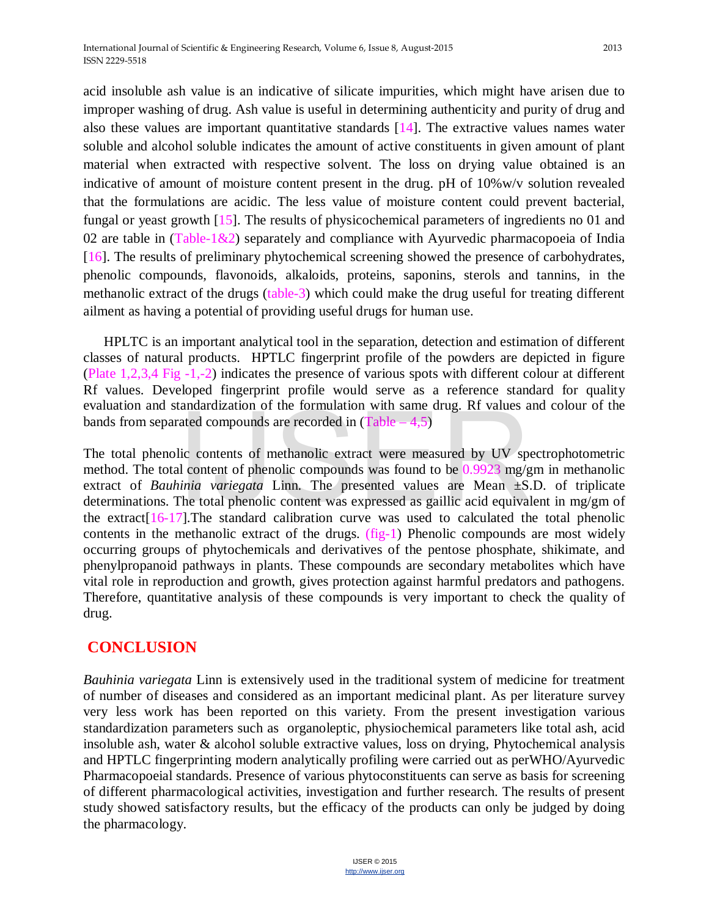acid insoluble ash value is an indicative of silicate impurities, which might have arisen due to improper washing of drug. Ash value is useful in determining authenticity and purity of drug and also these values are important quantitative standards [14]. The extractive values names water soluble and alcohol soluble indicates the amount of active constituents in given amount of plant material when extracted with respective solvent. The loss on drying value obtained is an indicative of amount of moisture content present in the drug. pH of 10%w/v solution revealed that the formulations are acidic. The less value of moisture content could prevent bacterial, fungal or yeast growth [15]. The results of physicochemical parameters of ingredients no 01 and 02 are table in (Table-1&2) separately and compliance with Ayurvedic pharmacopoeia of India [16]. The results of preliminary phytochemical screening showed the presence of carbohydrates, phenolic compounds, flavonoids, alkaloids, proteins, saponins, sterols and tannins, in the methanolic extract of the drugs (table-3) which could make the drug useful for treating different ailment as having a potential of providing useful drugs for human use.

HPLTC is an important analytical tool in the separation, detection and estimation of different classes of natural products. HPTLC fingerprint profile of the powders are depicted in figure (Plate 1,2,3,4 Fig -1,-2) indicates the presence of various spots with different colour at different Rf values. Developed fingerprint profile would serve as a reference standard for quality evaluation and standardization of the formulation with same drug. Rf values and colour of the bands from separated compounds are recorded in (Table – 4,5)

The total phenolic contents of methanolic extract were measured by UV spectrophotometric method. The total content of phenolic compounds was found to be 0.9923 mg/gm in methanolic extract of *Bauhinia variegata* Linn. The presented values are Mean ±S.D. of triplicate determinations. The total phenolic content was expressed as gaillic acid equivalent in mg/gm of the extract[16-17].The standard calibration curve was used to calculated the total phenolic contents in the methanolic extract of the drugs. (fig-1) Phenolic compounds are most widely occurring groups of phytochemicals and derivatives of the pentose phosphate, shikimate, and phenylpropanoid pathways in plants. These compounds are secondary metabolites which have vital role in reproduction and growth, gives protection against harmful predators and pathogens. Therefore, quantitative analysis of these compounds is very important to check the quality of drug.

## CONCLUSION

*Bauhinia variegata* Linn is extensively used in the traditional system of medicine for treatment of number of diseases and considered as an important medicinal plant. As per literature survey very less work has been reported on this variety. From the present investigation various standardization parameters such as organoleptic, physiochemical parameters like total ash, acid insoluble ash, water & alcohol soluble extractive values, loss on drying, Phytochemical analysis and HPTLC fingerprinting modern analytically profiling were carried out as perWHO/Ayurvedic Pharmacopoeial standards. Presence of various phytoconstituents can serve as basis for screening of different pharmacological activities, investigation and further research. The results of present study showed satisfactory results, but the efficacy of the products can only be judged by doing the pharmacology.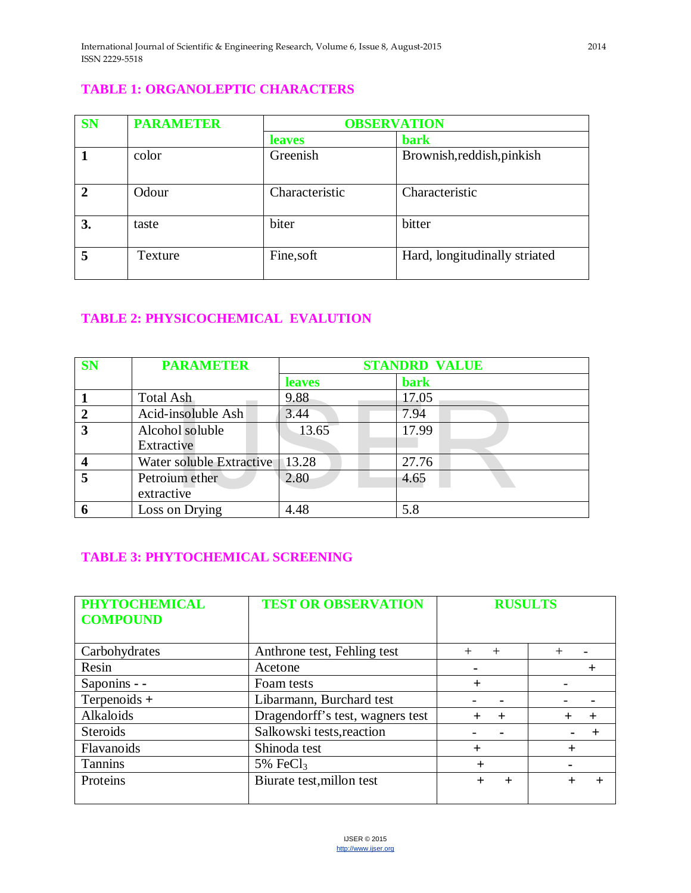## TABLE 1: ORGANOLEPTIC CHARACTERS

| SN | PARAMETER | OBSERVATION | |
|---|---|---|---|
| | | leaves | bark |
| 1 | color | Greenish | Brownish,reddish,pinkish |
| 2 | Odour | Characteristic | Characteristic |
| 3. | taste | biter | bitter |
| 5 | Texture | Fine,soft | Hard, longitudinally striated |

## TABLE 2: PHYSICOCHEMICAL EVALUTION

| SN | PARAMETER | STANDRD VALUE | |
|---|---|---|---|
| | | leaves | bark |
| 1 | Total Ash | 9.88 | 17.05 |
| 2 | Acid-insoluble Ash | 3.44 | 7.94 |
| 3 | Alcohol soluble Extractive | 13.65 | 17.99 |
| 4 | Water soluble Extractive | 13.28 | 27.76 |
| 5 | Petroium ether extractive | 2.80 | 4.65 |
| 6 | Loss on Drying | 4.48 | 5.8 |

## TABLE 3: PHYTOCHEMICAL SCREENING

| PHYTOCHEMICAL COMPOUND | TEST OR OBSERVATION | RUSULTS | |
|---|---|---|---|
| Carbohydrates | Anthrone test, Fehling test | + + | + - |
| Resin | Acetone | - | + |
| Saponins - - | Foam tests | + | - |
| Terpenoids + | Libarmann, Burchard test | - - | - - |
| Alkaloids | Dragendorff's test, wagners test | + + | + + |
| Steroids | Salkowski tests,reaction | - - | - + |
| Flavanoids | Shinoda test | + | + |
| Tannins | 5% $FeCl_3$ | + | - |
| Proteins | Biurate test,millon test | + + | + + |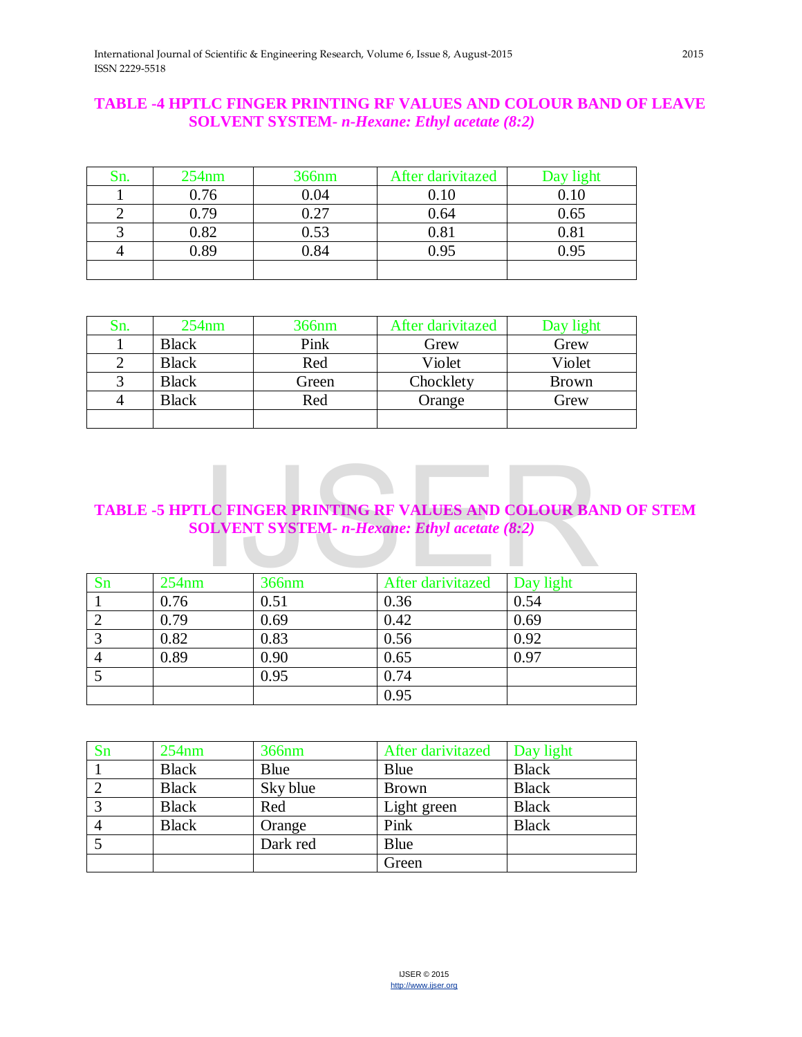## TABLE -4 HPTLC FINGER PRINTING RF VALUES AND COLOUR BAND OF LEAVE SOLVENT SYSTEM- *n-Hexane: Ethyl acetate (8:2)*

| Sn. | 254nm | 366nm | After darivitazed | Day light |
|---|---|---|---|---|
| 1 | 0.76 | 0.04 | 0.10 | 0.10 |
| 2 | 0.79 | 0.27 | 0.64 | 0.65 |
| 3 | 0.82 | 0.53 | 0.81 | 0.81 |
| 4 | 0.89 | 0.84 | 0.95 | 0.95 |
| | | | | |

| Sn. | 254nm | 366nm | After darivitazed | Day light |
|---|---|---|---|---|
| 1 | Black | Pink | Grew | Grew |
| 2 | Black | Red | Violet | Violet |
| 3 | Black | Green | Chocklety | Brown |
| 4 | Black | Red | Orange | Grew |
| | | | | |

## TABLE -5 HPTLC FINGER PRINTING RF VALUES AND COLOUR BAND OF STEM SOLVENT SYSTEM- *n-Hexane: Ethyl acetate (8:2)*

| Sn | 254nm | 366nm | After darivitazed | Day light |
|---|---|---|---|---|
| 1 | 0.76 | 0.51 | 0.36 | 0.54 |
| 2 | 0.79 | 0.69 | 0.42 | 0.69 |
| 3 | 0.82 | 0.83 | 0.56 | 0.92 |
| 4 | 0.89 | 0.90 | 0.65 | 0.97 |
| 5 | | 0.95 | 0.74 | |
| | | | 0.95 | |

| Sn | 254nm | 366nm | After darivitazed | Day light |
|---|---|---|---|---|
| 1 | Black | Blue | Blue | Black |
| 2 | Black | Sky blue | Brown | Black |
| 3 | Black | Red | Light green | Black |
| 4 | Black | Orange | Pink | Black |
| 5 | | Dark red | Blue | |
| | | | Green | |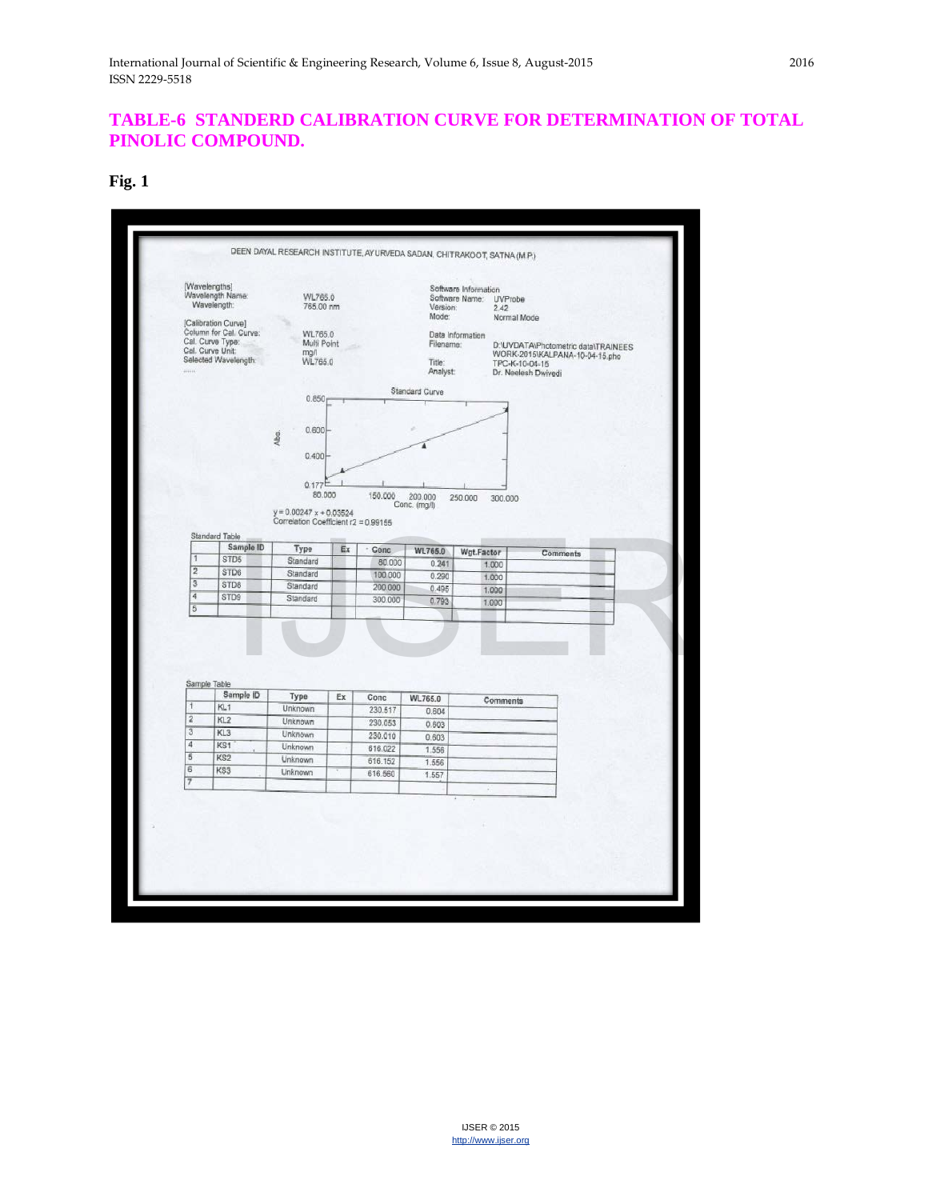**TABLE-6 STANDERD CALIBRATION CURVE FOR DETERMINATION OF TOTAL PINOLIC COMPOUND.**

**Fig. 1**

DEEN DAYAL RESEARCH INSTITUTE, AYURVEDA SADAN, CHITRAKOOT, SATNA (M.P.)

[Wavelengths]
Wavelength Name: WL765.0
Wavelength: 765.00 nm

[Calibration Curve]
Column for Cal. Curve: WL765.0
Cal. Curve Type: Multi Point
Cal. Curve Unit: mg/l
Selected Wavelength: WL765.0

Software Information
Software Name: UVProbe
Version: 2.42
Mode: Normal Mode

Data Information
Filename: D:\UVDATA\Photometric data\TRAINEES WORK-2015\KALPANA-10-04-15.pho
Title: TPC-K-10-04-15
Analyst: Dr. Neelesh Dwivedi

Standard Curve

$y = 0.00247x + 0.03524$
Correlation Coefficient $r2 = 0.99165$

Standard Table

| | Sample ID | Type | Ex | Conc | WL765.0 | Wgt.Factor | Comments |
|---|---|---|---|---|---|---|---|
| 1 | STD5 | Standard | | 80.000 | 0.241 | 1.000 | |
| 2 | STD6 | Standard | | 100.000 | 0.290 | 1.000 | |
| 3 | STD8 | Standard | | 200.000 | 0.495 | 1.000 | |
| 4 | STD9 | Standard | | 300.000 | 0.793 | 1.000 | |
| 5 | | | | | | | |

Sample Table

| | Sample ID | Type | Ex | Conc | WL765.0 | Comments |
|---|---|---|---|---|---|---|
| 1 | KL1 | Unknown | | 230.517 | 0.604 | |
| 2 | KL2 | Unknown | | 230.053 | 0.603 | |
| 3 | KL3 | Unknown | | 230.010 | 0.603 | |
| 4 | KS1 | Unknown | | 616.022 | 1.556 | |
| 5 | KS2 | Unknown | | 616.152 | 1.556 | |
| 6 | KS3 | Unknown | | 616.560 | 1.557 | |
| 7 | | | | | | |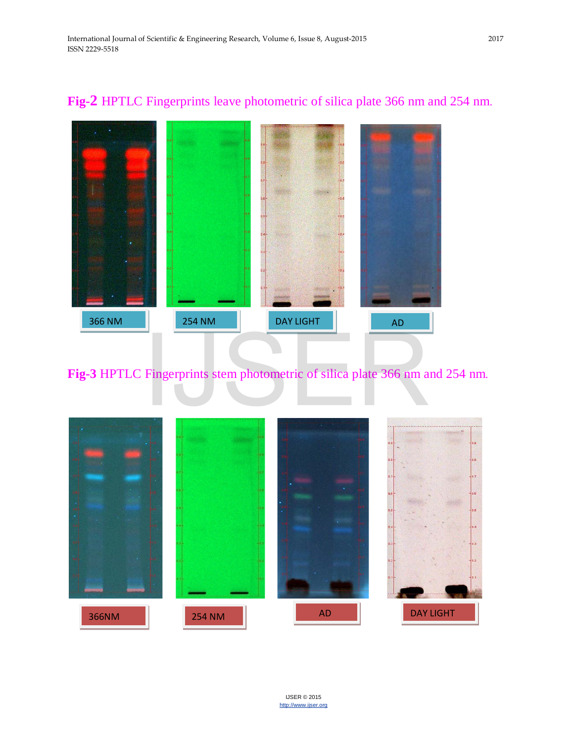**Fig-2** HPTLC Fingerprints leave photometric of silica plate 366 nm and 254 nm.

366 NM

254 NM

DAY LIGHT

AD

**Fig-3** HPTLC Fingerprints stem photometric of silica plate 366 nm and 254 nm.

366NM

254 NM

AD

DAY LIGHT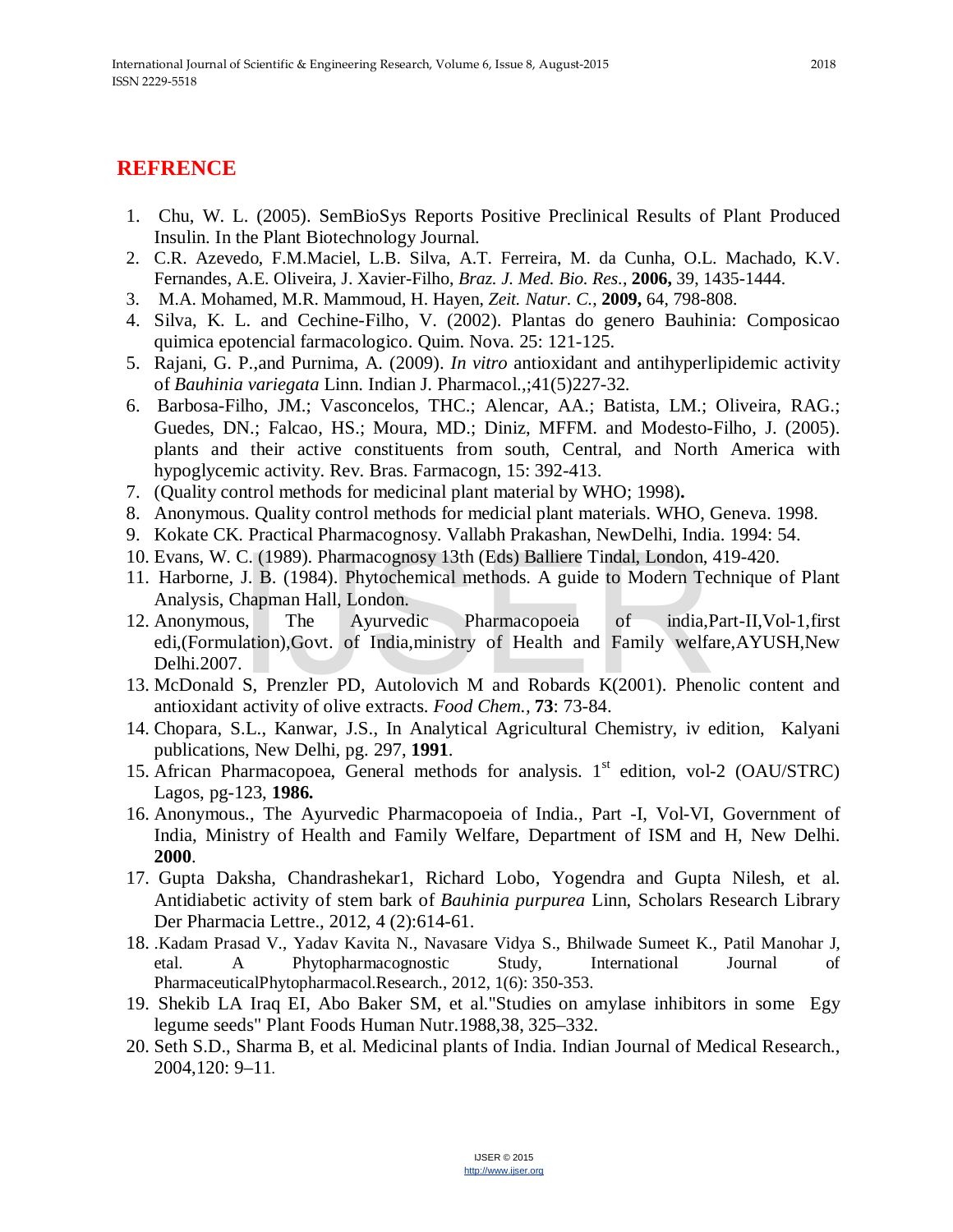## REFRENCE

1. Chu, W. L. (2005). SemBioSys Reports Positive Preclinical Results of Plant Produced Insulin. In the Plant Biotechnology Journal.
2. C.R. Azevedo, F.M.Maciel, L.B. Silva, A.T. Ferreira, M. da Cunha, O.L. Machado, K.V. Fernandes, A.E. Oliveira, J. Xavier-Filho, *Braz. J. Med. Bio. Res.*, **2006,** 39, 1435-1444.
3. M.A. Mohamed, M.R. Mammoud, H. Hayen, *Zeit. Natur. C.*, **2009,** 64, 798-808.
4. Silva, K. L. and Cechine-Filho, V. (2002). Plantas do genero Bauhinia: Composicao quimica epotencial farmacologico. Quim. Nova. 25: 121-125.
5. Rajani, G. P.,and Purnima, A. (2009). *In vitro* antioxidant and antihyperlipidemic activity of *Bauhinia variegata* Linn. Indian J. Pharmacol.,;41(5)227-32.
6. Barbosa-Filho, JM.; Vasconcelos, THC.; Alencar, AA.; Batista, LM.; Oliveira, RAG.; Guedes, DN.; Falcao, HS.; Moura, MD.; Diniz, MFFM. and Modesto-Filho, J. (2005). plants and their active constituents from south, Central, and North America with hypoglycemic activity. Rev. Bras. Farmacogn, 15: 392-413.
7. (Quality control methods for medicinal plant material by WHO; 1998)**.**
8. Anonymous. Quality control methods for medicial plant materials. WHO, Geneva. 1998.
9. Kokate CK. Practical Pharmacognosy. Vallabh Prakashan, NewDelhi, India. 1994: 54.
10. Evans, W. C. (1989). Pharmacognosy 13th (Eds) Balliere Tindal, London, 419-420.
11. Harborne, J. B. (1984). Phytochemical methods. A guide to Modern Technique of Plant Analysis, Chapman Hall, London.
12. Anonymous, The Ayurvedic Pharmacopoeia of india,Part-II,Vol-1,first edi,(Formulation),Govt. of India,ministry of Health and Family welfare,AYUSH,New Delhi.2007.
13. McDonald S, Prenzler PD, Autolovich M and Robards K(2001). Phenolic content and antioxidant activity of olive extracts. *Food Chem.*, **73**: 73-84.
14. Chopara, S.L., Kanwar, J.S., In Analytical Agricultural Chemistry, iv edition, Kalyani publications, New Delhi, pg. 297, **1991**.
15. African Pharmacopoea, General methods for analysis. 1st edition, vol-2 (OAU/STRC) Lagos, pg-123, **1986.**
16. Anonymous., The Ayurvedic Pharmacopoeia of India., Part -I, Vol-VI, Government of India, Ministry of Health and Family Welfare, Department of ISM and H, New Delhi. **2000**.
17. Gupta Daksha, Chandrashekar1, Richard Lobo, Yogendra and Gupta Nilesh, et al. Antidiabetic activity of stem bark of *Bauhinia purpurea* Linn, Scholars Research Library Der Pharmacia Lettre., 2012, 4 (2):614-61.
18. .Kadam Prasad V., Yadav Kavita N., Navasare Vidya S., Bhilwade Sumeet K., Patil Manohar J, etal. A Phytopharmacognostic Study, International Journal of PharmaceuticalPhytopharmacol.Research., 2012, 1(6): 350-353.
19. Shekib LA Iraq EI, Abo Baker SM, et al."Studies on amylase inhibitors in some Egy legume seeds" Plant Foods Human Nutr.1988,38, 325–332.
20. Seth S.D., Sharma B, et al. Medicinal plants of India. Indian Journal of Medical Research., 2004,120: 9–11.